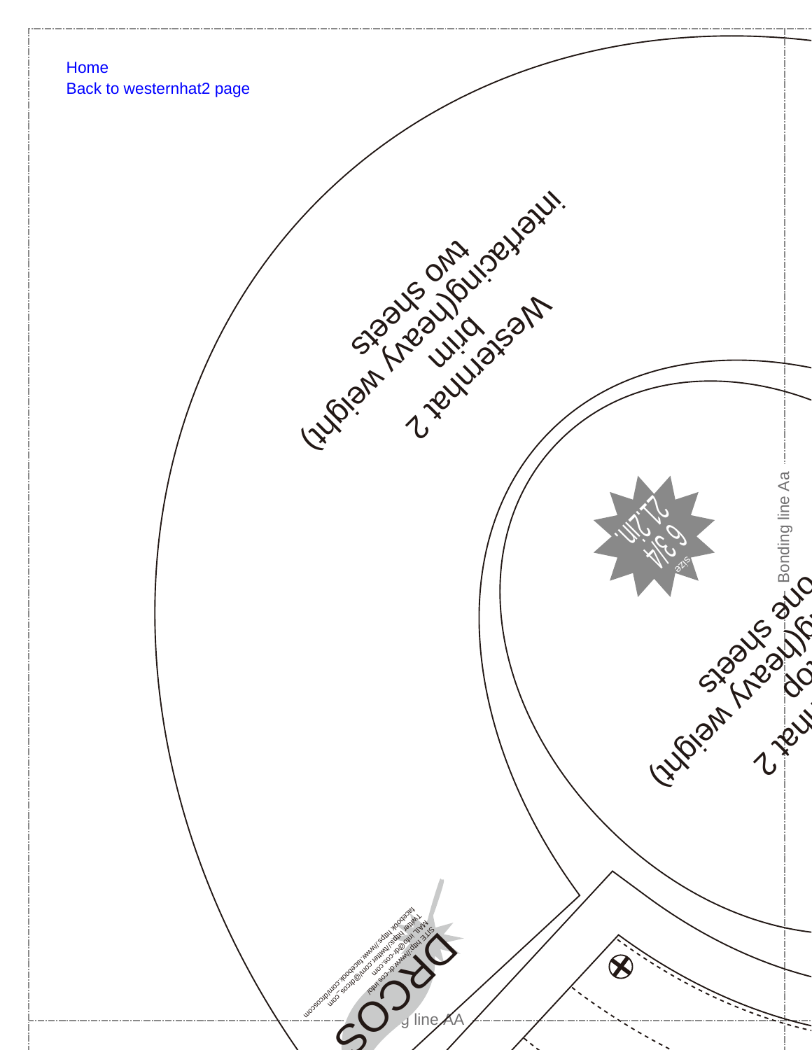Home
Back to westernhat2 page

Westernhat 2
brim
interfacing(heavy weight)
two sheets

size
6 3/4
21.2in.

Westernhat 2
...op
...g(heavy weight)
one sheets

Bonding line Aa

...g line AA

DRCOS
SITE http://www.dr-cos.info/
MAIL info@dr-cos.com
Twitter https://twitter.com/@drcos_com
facebook https://www.facebook.com/drcoscom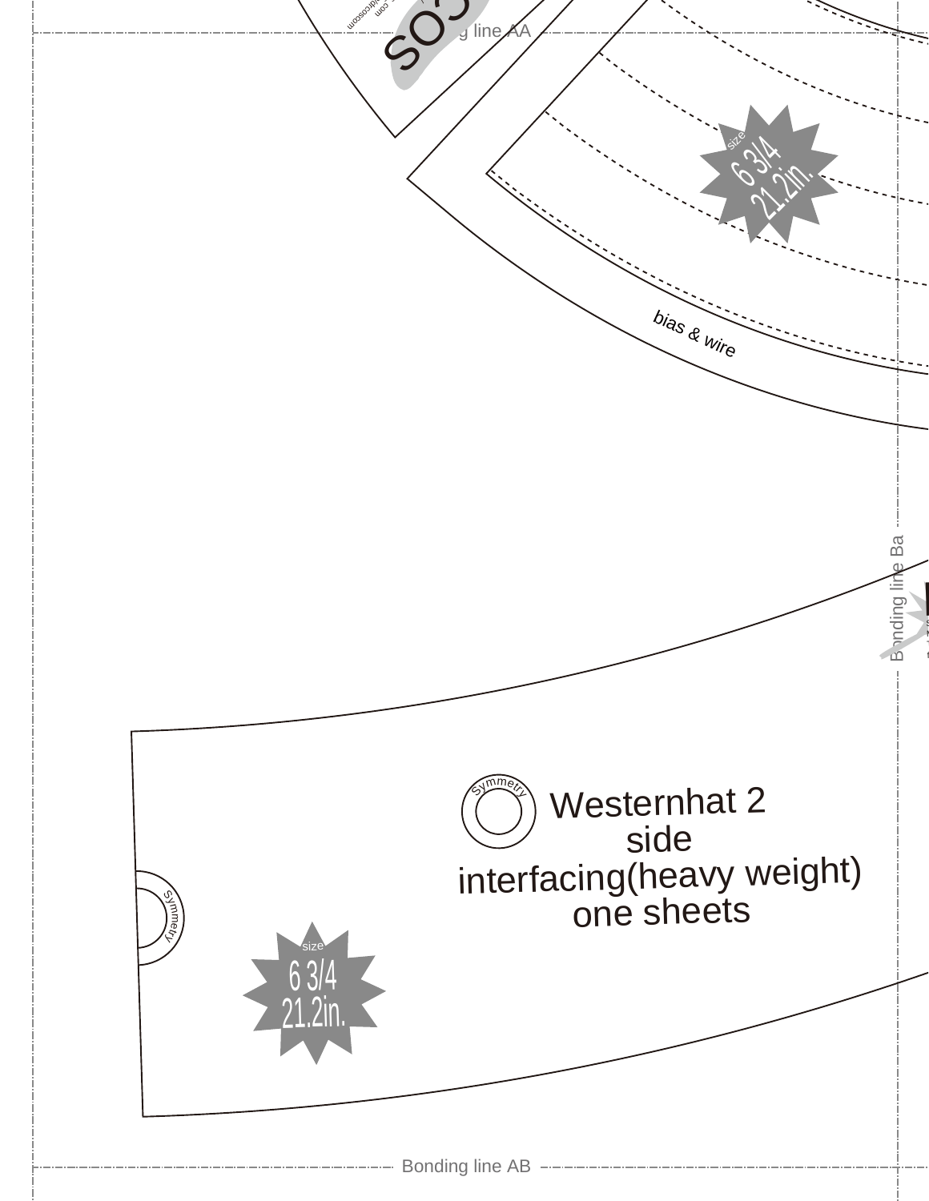Bonding line AA

size
6 3/4
21.2in.

bias & wire

Bonding line Ba

Symmetry

Westernhat 2
side
interfacing(heavy weight)
one sheets

Symmetry

size
6 3/4
21.2in.

Bonding line AB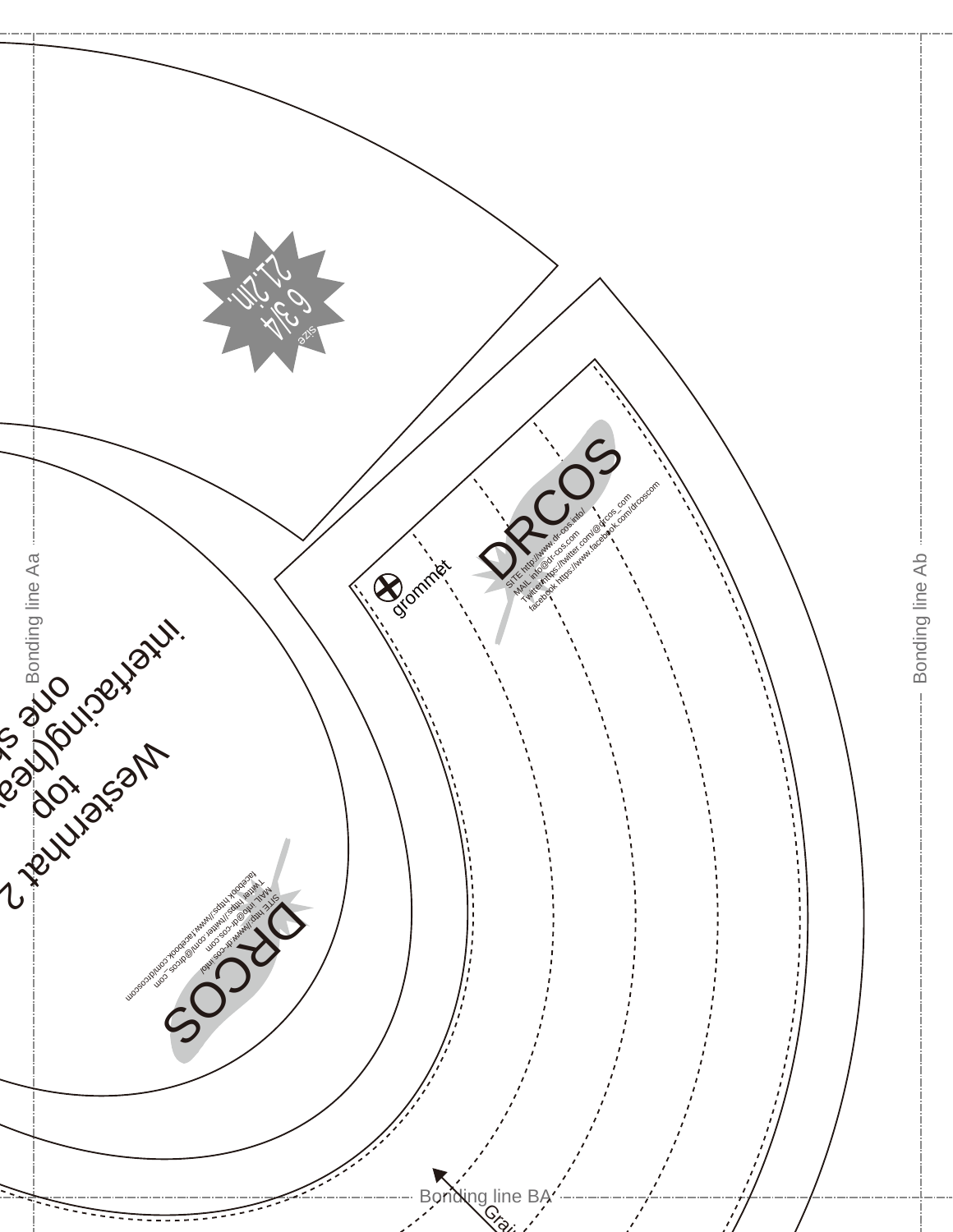size 6 3/4 21.2in.

Bonding line Aa

Bonding line Ab

Westernhat 2
top
interfacing(hea...
one s...

DRCOS

SITE http://www.dr-cos.info/
MAIL info@dr-cos.com
Twitter https://twitter.com/@drcos_com
facebook https://www.facebook.com/drcoscom

grommet

DRCOS

SITE http://www.dr-cos.info/
MAIL info@dr-cos.com
Twitter https://twitter.com/@drcos_com
facebook https://www.facebook.com/drcoscom

Bonding line BA

Grai...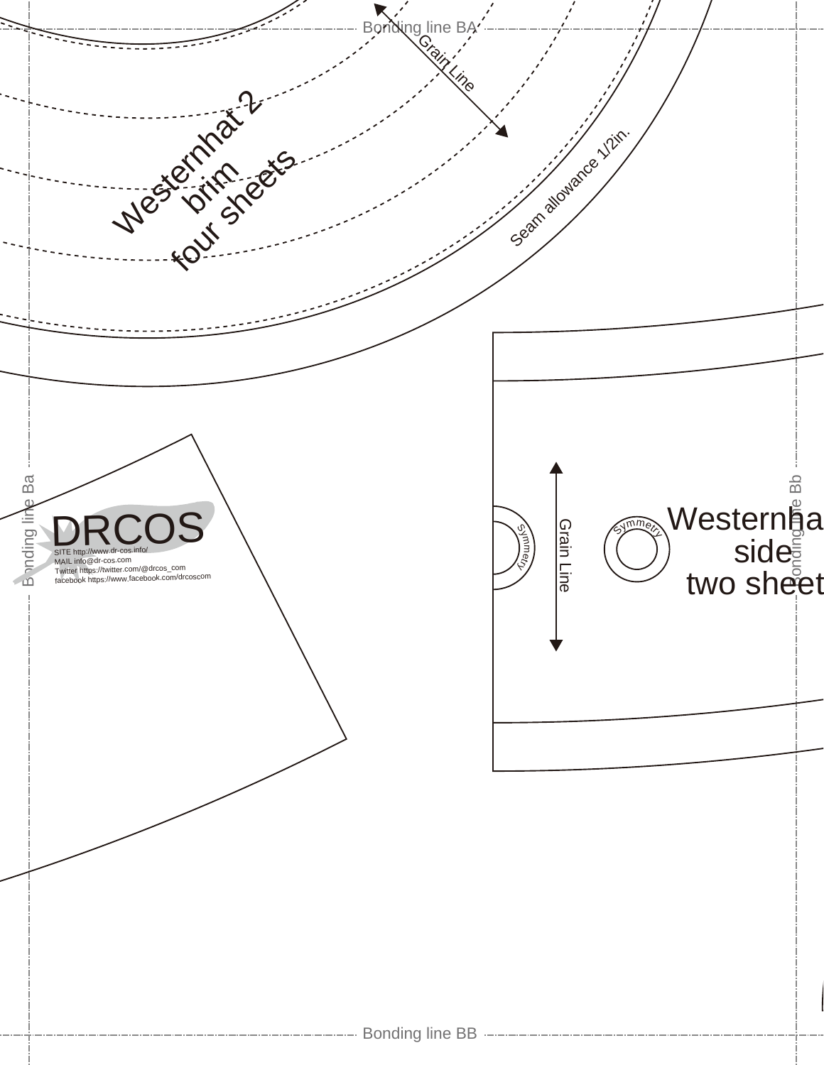Bonding line BA

Grain Line

Westernhat 2
brim
four sheets

Seam allowance 1/2in.

Bonding line Ba

DRCOS

SITE http://www.dr-cos.info/
MAIL info@dr-cos.com
Twitter https://twitter.com/@drcos_com
facebook https://www.facebook.com/drcoscom

Symmetry

Grain Line

Symmetry

Westernha
side
two sheet

Bonding line Bb

Bonding line BB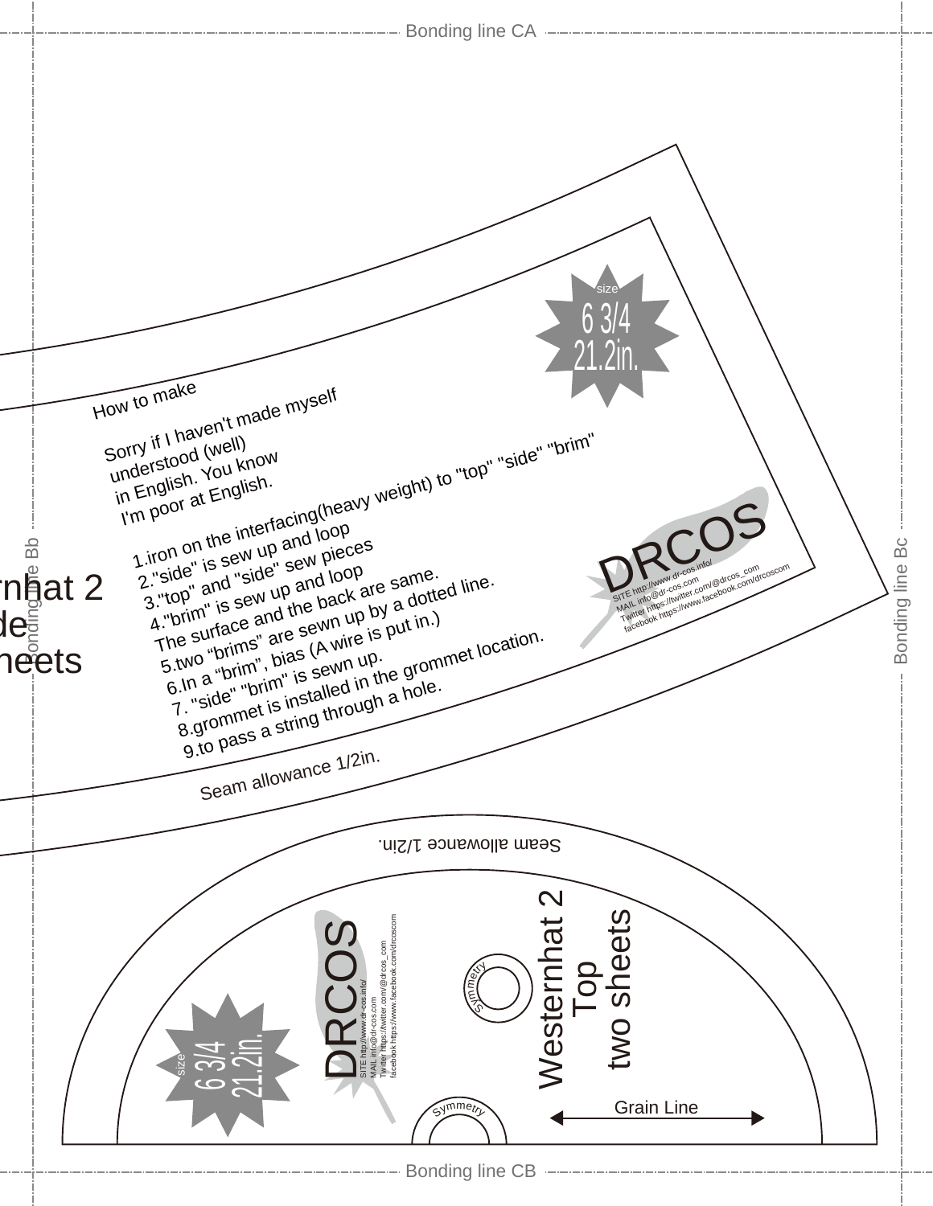Bonding line CA

size
6 3/4
21.2in.

How to make

Sorry if I haven't made myself
understood (well)
in English. You know
I'm poor at English.

1.iron on the interfacing(heavy weight) to "top" "side" "brim"
2."side" is sew up and loop
3."top" and "side" sew pieces
4."brim" is sew up and loop
The surface and the back are same.
5.two "brims" are sewn up by a dotted line.
6.In a "brim", bias (A wire is put in.)
7. "side" "brim" is sewn up.
8.grommet is installed in the grommet location.
9.to pass a string through a hole.

DRCOS
SITE http://www.dr-cos.info/
MAIL info@dr-cos.com
Twitter https://twitter.com/@drcos_com
facebook https://www.facebook.com/drcoscom

rnhat 2
de
neets

Bonding line Bb

Bonding line Bc

Seam allowance 1/2in.

Seam allowance 1/2in.

Westernhat 2
Top
two sheets

Symmetry

Symmetry

Grain Line

DRCOS
SITE http://www.dr-cos.info/
MAIL info@dr-cos.com
Twitter https://twitter.com/@drcos_com
facebook https://www.facebook.com/drcoscom

size
6 3/4
21.2in.

Bonding line CB